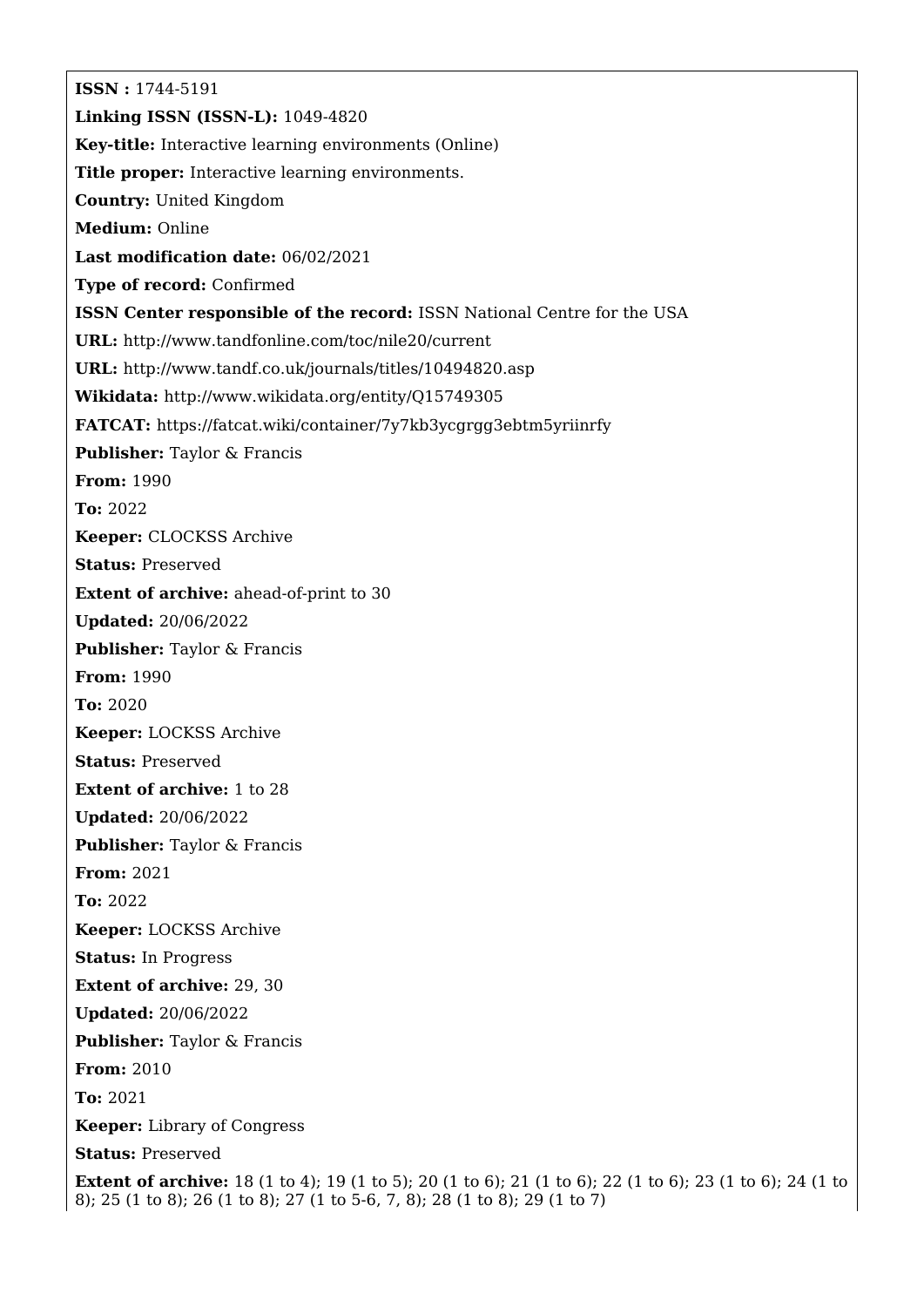**ISSN :** 1744-5191

**Linking ISSN (ISSN-L):** 1049-4820

**Key-title:** Interactive learning environments (Online)

**Title proper:** Interactive learning environments.

**Country:** United Kingdom

**Medium:** Online

**Last modification date:** 06/02/2021

**Type of record:** Confirmed

**ISSN Center responsible of the record:** ISSN National Centre for the USA

**URL:** http://www.tandfonline.com/toc/nile20/current

**URL:** http://www.tandf.co.uk/journals/titles/10494820.asp

**Wikidata:** http://www.wikidata.org/entity/Q15749305

**FATCAT:** https://fatcat.wiki/container/7y7kb3ycgrgg3ebtm5yriinrfy

**Publisher:** Taylor & Francis

**From:** 1990

**To:** 2022

**Keeper:** CLOCKSS Archive

**Status:** Preserved

**Extent of archive:** ahead-of-print to 30

**Updated:** 20/06/2022

**Publisher:** Taylor & Francis

**From:** 1990

**To:** 2020

**Keeper:** LOCKSS Archive

**Status:** Preserved

**Extent of archive:** 1 to 28

**Updated:** 20/06/2022

**Publisher:** Taylor & Francis

**From:** 2021

**To:** 2022

**Keeper:** LOCKSS Archive

**Status:** In Progress

**Extent of archive:** 29, 30

**Updated:** 20/06/2022

**Publisher:** Taylor & Francis

**From:** 2010

**To:** 2021

**Keeper:** Library of Congress

**Status:** Preserved

**Extent of archive:** 18 (1 to 4); 19 (1 to 5); 20 (1 to 6); 21 (1 to 6); 22 (1 to 6); 23 (1 to 6); 24 (1 to 8); 25 (1 to 8); 26 (1 to 8); 27 (1 to 5-6, 7, 8); 28 (1 to 8); 29 (1 to 7)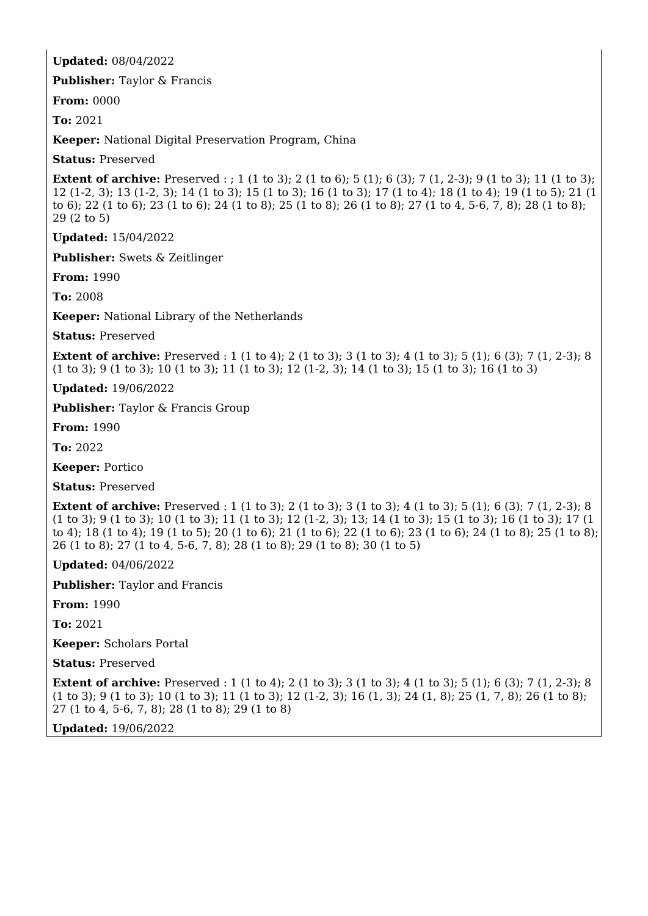**Updated:** 08/04/2022

**Publisher:** Taylor & Francis

**From:** 0000

**To:** 2021

**Keeper:** National Digital Preservation Program, China

**Status:** Preserved

**Extent of archive:** Preserved : ; 1 (1 to 3); 2 (1 to 6); 5 (1); 6 (3); 7 (1, 2-3); 9 (1 to 3); 11 (1 to 3); 12 (1-2, 3); 13 (1-2, 3); 14 (1 to 3); 15 (1 to 3); 16 (1 to 3); 17 (1 to 4); 18 (1 to 4); 19 (1 to 5); 21 (1 to 6); 22 (1 to 6); 23 (1 to 6); 24 (1 to 8); 25 (1 to 8); 26 (1 to 8); 27 (1 to 4, 5-6, 7, 8); 28 (1 to 8); 29 (2 to 5)

**Updated:** 15/04/2022

**Publisher:** Swets & Zeitlinger

**From:** 1990

**To:** 2008

**Keeper:** National Library of the Netherlands

**Status:** Preserved

**Extent of archive:** Preserved : 1 (1 to 4); 2 (1 to 3); 3 (1 to 3); 4 (1 to 3); 5 (1); 6 (3); 7 (1, 2-3); 8 (1 to 3); 9 (1 to 3); 10 (1 to 3); 11 (1 to 3); 12 (1-2, 3); 14 (1 to 3); 15 (1 to 3); 16 (1 to 3)

**Updated:** 19/06/2022

**Publisher:** Taylor & Francis Group

**From:** 1990

**To:** 2022

**Keeper:** Portico

**Status:** Preserved

**Extent of archive:** Preserved : 1 (1 to 3); 2 (1 to 3); 3 (1 to 3); 4 (1 to 3); 5 (1); 6 (3); 7 (1, 2-3); 8 (1 to 3); 9 (1 to 3); 10 (1 to 3); 11 (1 to 3); 12 (1-2, 3); 13; 14 (1 to 3); 15 (1 to 3); 16 (1 to 3); 17 (1 to 4); 18 (1 to 4); 19 (1 to 5); 20 (1 to 6); 21 (1 to 6); 22 (1 to 6); 23 (1 to 6); 24 (1 to 8); 25 (1 to 8); 26 (1 to 8); 27 (1 to 4, 5-6, 7, 8); 28 (1 to 8); 29 (1 to 8); 30 (1 to 5)

**Updated:** 04/06/2022

**Publisher:** Taylor and Francis

**From:** 1990

**To:** 2021

**Keeper:** Scholars Portal

**Status:** Preserved

**Extent of archive:** Preserved : 1 (1 to 4); 2 (1 to 3); 3 (1 to 3); 4 (1 to 3); 5 (1); 6 (3); 7 (1, 2-3); 8 (1 to 3); 9 (1 to 3); 10 (1 to 3); 11 (1 to 3); 12 (1-2, 3); 16 (1, 3); 24 (1, 8); 25 (1, 7, 8); 26 (1 to 8); 27 (1 to 4, 5-6, 7, 8); 28 (1 to 8); 29 (1 to 8)

**Updated:** 19/06/2022